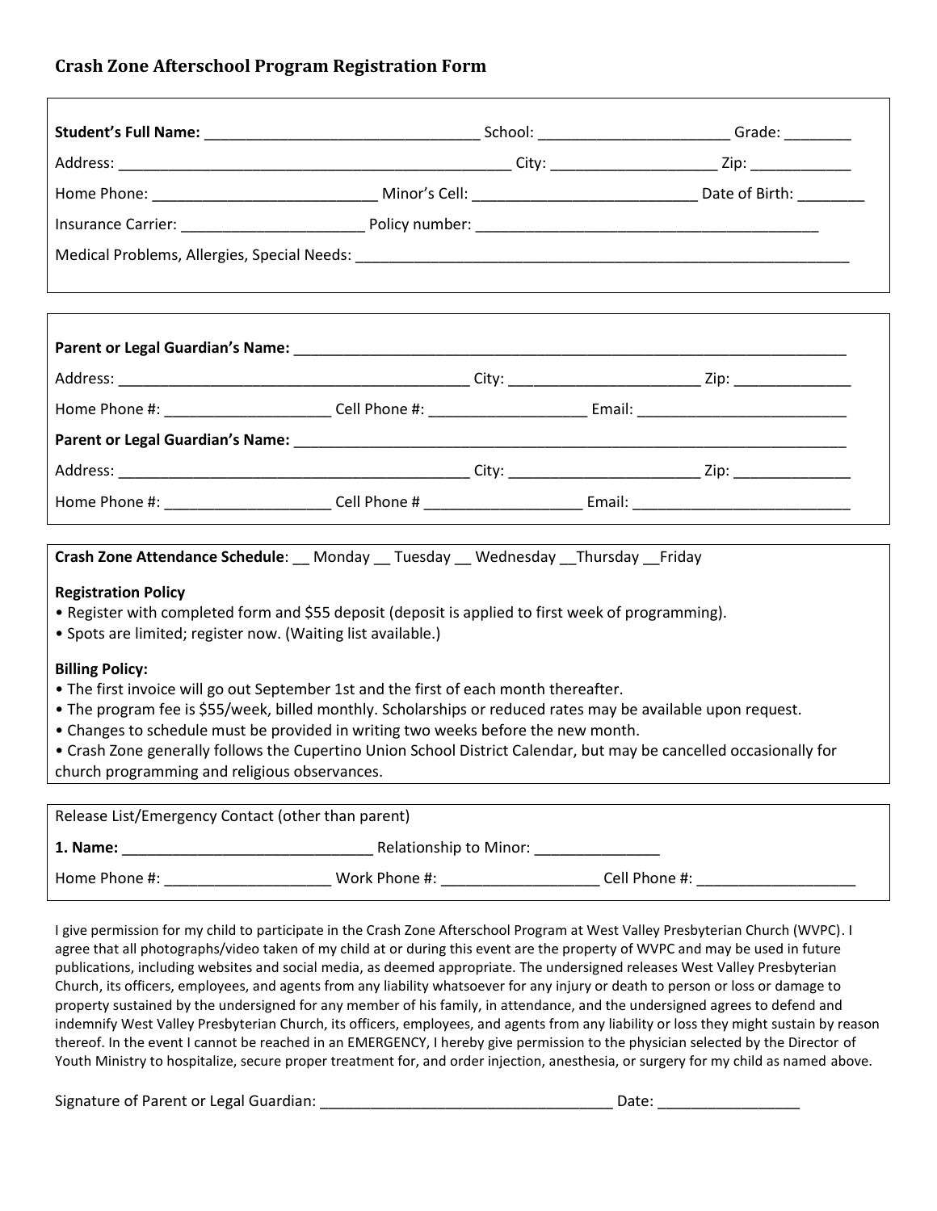## Crash Zone Afterschool Program Registration Form

**Student's Full Name:** ________________________________ School: ______________________ Grade: ________

Address: ______________________________________________ City: ___________________ Zip: ____________

Home Phone: __________________________ Minor's Cell: __________________________ Date of Birth: ________

Insurance Carrier: _____________________ Policy number: ________________________________________

Medical Problems, Allergies, Special Needs: ___________________________________________________________

---

**Parent or Legal Guardian's Name:** _________________________________________________________________

Address: __________________________________________ City: ______________________ Zip: _____________

Home Phone #: ___________________ Cell Phone #: __________________ Email: ________________________

**Parent or Legal Guardian's Name:** _________________________________________________________________

Address: __________________________________________ City: ______________________ Zip: _____________

Home Phone #: ___________________ Cell Phone # __________________ Email: _________________________

---

**Crash Zone Attendance Schedule**: __ Monday __ Tuesday __ Wednesday __Thursday __Friday

**Registration Policy**

- Register with completed form and $55 deposit (deposit is applied to first week of programming).
- Spots are limited; register now. (Waiting list available.)

**Billing Policy:**

- The first invoice will go out September 1st and the first of each month thereafter.
- The program fee is $55/week, billed monthly. Scholarships or reduced rates may be available upon request.
- Changes to schedule must be provided in writing two weeks before the new month.
- Crash Zone generally follows the Cupertino Union School District Calendar, but may be cancelled occasionally for church programming and religious observances.

---

Release List/Emergency Contact (other than parent)

**1. Name:** _____________________________ Relationship to Minor: _______________

Home Phone #: ___________________ Work Phone #: __________________ Cell Phone #: ___________________

---

I give permission for my child to participate in the Crash Zone Afterschool Program at West Valley Presbyterian Church (WVPC). I agree that all photographs/video taken of my child at or during this event are the property of WVPC and may be used in future publications, including websites and social media, as deemed appropriate. The undersigned releases West Valley Presbyterian Church, its officers, employees, and agents from any liability whatsoever for any injury or death to person or loss or damage to property sustained by the undersigned for any member of his family, in attendance, and the undersigned agrees to defend and indemnify West Valley Presbyterian Church, its officers, employees, and agents from any liability or loss they might sustain by reason thereof. In the event I cannot be reached in an EMERGENCY, I hereby give permission to the physician selected by the Director of Youth Ministry to hospitalize, secure proper treatment for, and order injection, anesthesia, or surgery for my child as named above.

Signature of Parent or Legal Guardian: ___________________________________ Date: ________________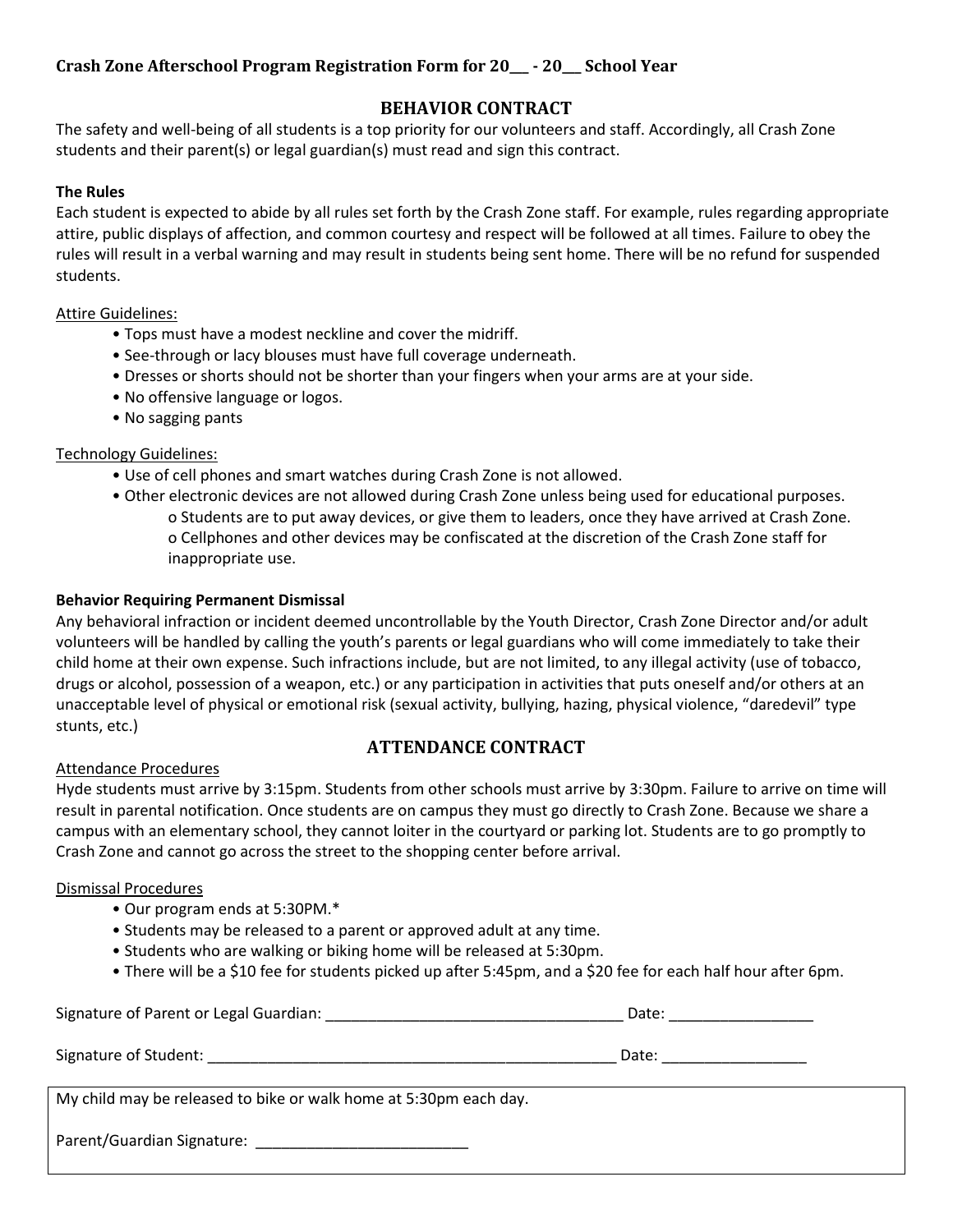**Crash Zone Afterschool Program Registration Form for 20__ - 20__ School Year**

## BEHAVIOR CONTRACT

The safety and well-being of all students is a top priority for our volunteers and staff. Accordingly, all Crash Zone students and their parent(s) or legal guardian(s) must read and sign this contract.

### The Rules

Each student is expected to abide by all rules set forth by the Crash Zone staff. For example, rules regarding appropriate attire, public displays of affection, and common courtesy and respect will be followed at all times. Failure to obey the rules will result in a verbal warning and may result in students being sent home. There will be no refund for suspended students.

Attire Guidelines:

- Tops must have a modest neckline and cover the midriff.
- See-through or lacy blouses must have full coverage underneath.
- Dresses or shorts should not be shorter than your fingers when your arms are at your side.
- No offensive language or logos.
- No sagging pants

Technology Guidelines:

- Use of cell phones and smart watches during Crash Zone is not allowed.
- Other electronic devices are not allowed during Crash Zone unless being used for educational purposes.
  - Students are to put away devices, or give them to leaders, once they have arrived at Crash Zone.
  - Cellphones and other devices may be confiscated at the discretion of the Crash Zone staff for inappropriate use.

### Behavior Requiring Permanent Dismissal

Any behavioral infraction or incident deemed uncontrollable by the Youth Director, Crash Zone Director and/or adult volunteers will be handled by calling the youth's parents or legal guardians who will come immediately to take their child home at their own expense. Such infractions include, but are not limited, to any illegal activity (use of tobacco, drugs or alcohol, possession of a weapon, etc.) or any participation in activities that puts oneself and/or others at an unacceptable level of physical or emotional risk (sexual activity, bullying, hazing, physical violence, "daredevil" type stunts, etc.)

## ATTENDANCE CONTRACT

Attendance Procedures

Hyde students must arrive by 3:15pm. Students from other schools must arrive by 3:30pm. Failure to arrive on time will result in parental notification. Once students are on campus they must go directly to Crash Zone. Because we share a campus with an elementary school, they cannot loiter in the courtyard or parking lot. Students are to go promptly to Crash Zone and cannot go across the street to the shopping center before arrival.

Dismissal Procedures

- Our program ends at 5:30PM.*
- Students may be released to a parent or approved adult at any time.
- Students who are walking or biking home will be released at 5:30pm.
- There will be a $10 fee for students picked up after 5:45pm, and a $20 fee for each half hour after 6pm.

Signature of Parent or Legal Guardian: ___________________________________ Date: _________________

Signature of Student: ________________________________________________ Date: _________________

My child may be released to bike or walk home at 5:30pm each day.

Parent/Guardian Signature: _________________________